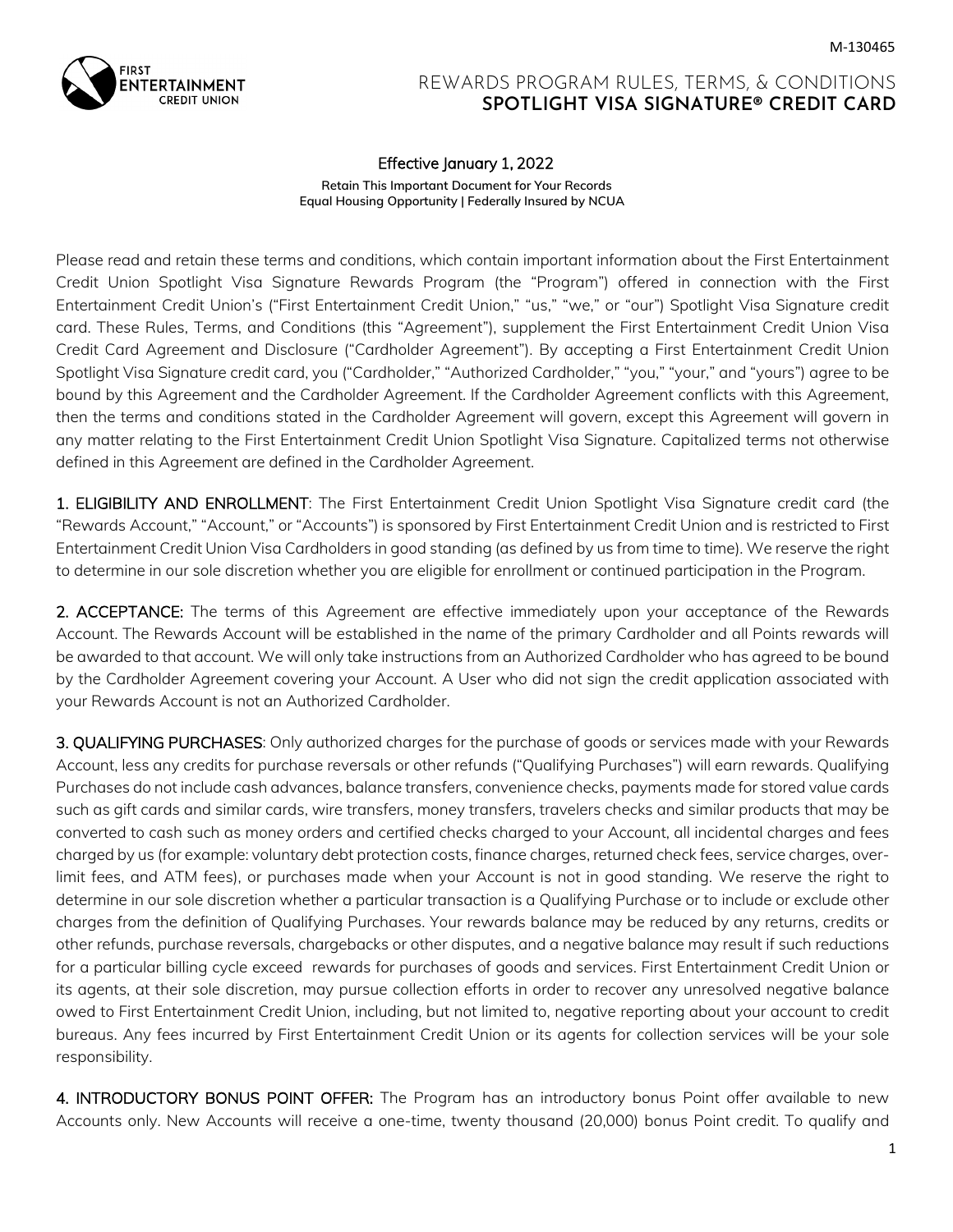M-130465

FIRST ENTERTAINMENT CREDIT UNION

# REWARDS PROGRAM RULES, TERMS, & CONDITIONS
## SPOTLIGHT VISA SIGNATURE® CREDIT CARD

Effective January 1, 2022

**Retain This Important Document for Your Records**
**Equal Housing Opportunity | Federally Insured by NCUA**

Please read and retain these terms and conditions, which contain important information about the First Entertainment Credit Union Spotlight Visa Signature Rewards Program (the "Program") offered in connection with the First Entertainment Credit Union's ("First Entertainment Credit Union," "us," "we," or "our") Spotlight Visa Signature credit card. These Rules, Terms, and Conditions (this "Agreement"), supplement the First Entertainment Credit Union Visa Credit Card Agreement and Disclosure ("Cardholder Agreement"). By accepting a First Entertainment Credit Union Spotlight Visa Signature credit card, you ("Cardholder," "Authorized Cardholder," "you," "your," and "yours") agree to be bound by this Agreement and the Cardholder Agreement. If the Cardholder Agreement conflicts with this Agreement, then the terms and conditions stated in the Cardholder Agreement will govern, except this Agreement will govern in any matter relating to the First Entertainment Credit Union Spotlight Visa Signature. Capitalized terms not otherwise defined in this Agreement are defined in the Cardholder Agreement.

**1. ELIGIBILITY AND ENROLLMENT**: The First Entertainment Credit Union Spotlight Visa Signature credit card (the "Rewards Account," "Account," or "Accounts") is sponsored by First Entertainment Credit Union and is restricted to First Entertainment Credit Union Visa Cardholders in good standing (as defined by us from time to time). We reserve the right to determine in our sole discretion whether you are eligible for enrollment or continued participation in the Program.

**2. ACCEPTANCE:** The terms of this Agreement are effective immediately upon your acceptance of the Rewards Account. The Rewards Account will be established in the name of the primary Cardholder and all Points rewards will be awarded to that account. We will only take instructions from an Authorized Cardholder who has agreed to be bound by the Cardholder Agreement covering your Account. A User who did not sign the credit application associated with your Rewards Account is not an Authorized Cardholder.

**3. QUALIFYING PURCHASES**: Only authorized charges for the purchase of goods or services made with your Rewards Account, less any credits for purchase reversals or other refunds ("Qualifying Purchases") will earn rewards. Qualifying Purchases do not include cash advances, balance transfers, convenience checks, payments made for stored value cards such as gift cards and similar cards, wire transfers, money transfers, travelers checks and similar products that may be converted to cash such as money orders and certified checks charged to your Account, all incidental charges and fees charged by us (for example: voluntary debt protection costs, finance charges, returned check fees, service charges, over-limit fees, and ATM fees), or purchases made when your Account is not in good standing. We reserve the right to determine in our sole discretion whether a particular transaction is a Qualifying Purchase or to include or exclude other charges from the definition of Qualifying Purchases. Your rewards balance may be reduced by any returns, credits or other refunds, purchase reversals, chargebacks or other disputes, and a negative balance may result if such reductions for a particular billing cycle exceed rewards for purchases of goods and services. First Entertainment Credit Union or its agents, at their sole discretion, may pursue collection efforts in order to recover any unresolved negative balance owed to First Entertainment Credit Union, including, but not limited to, negative reporting about your account to credit bureaus. Any fees incurred by First Entertainment Credit Union or its agents for collection services will be your sole responsibility.

**4. INTRODUCTORY BONUS POINT OFFER:** The Program has an introductory bonus Point offer available to new Accounts only. New Accounts will receive a one-time, twenty thousand (20,000) bonus Point credit. To qualify and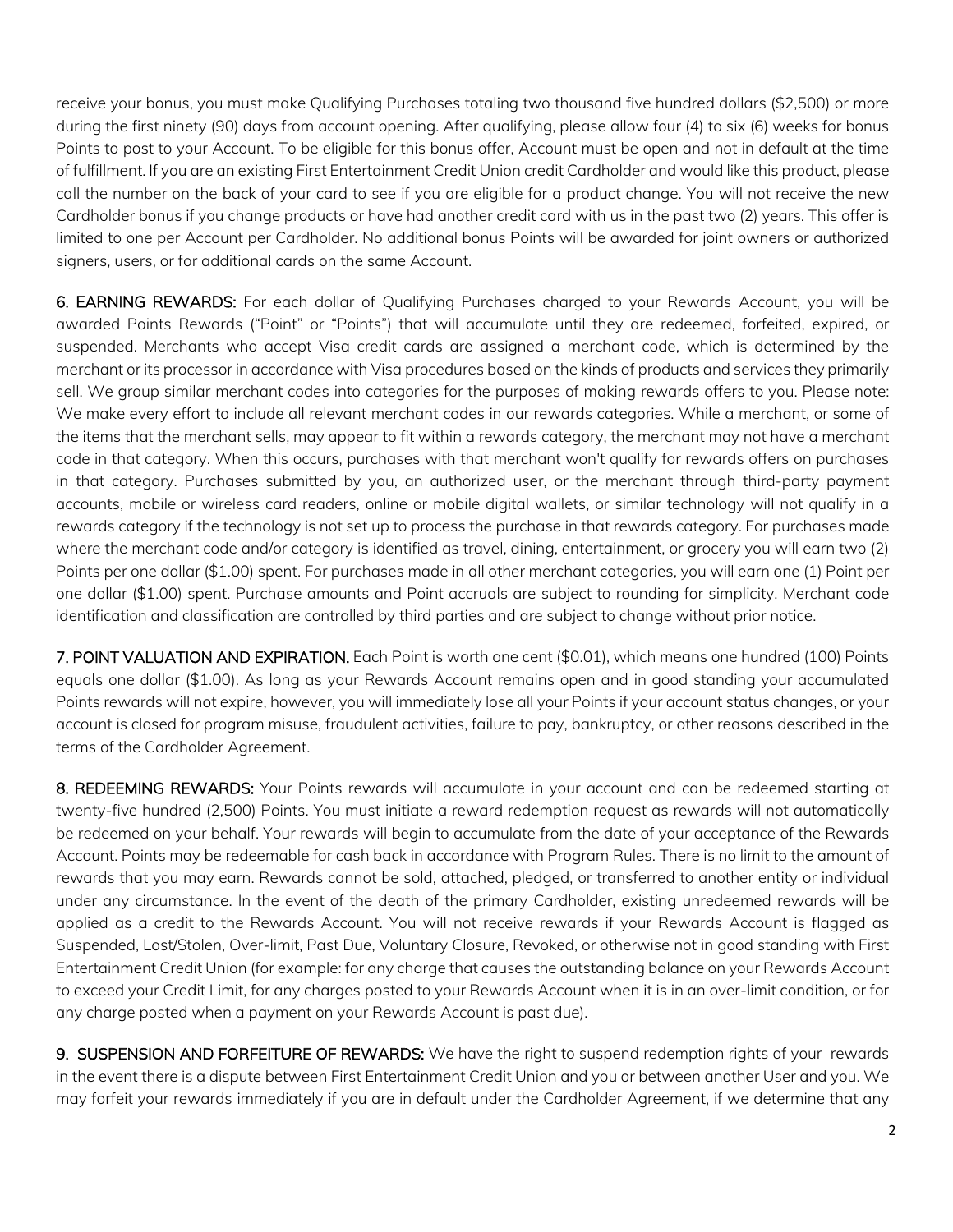receive your bonus, you must make Qualifying Purchases totaling two thousand five hundred dollars ($2,500) or more during the first ninety (90) days from account opening. After qualifying, please allow four (4) to six (6) weeks for bonus Points to post to your Account. To be eligible for this bonus offer, Account must be open and not in default at the time of fulfillment. If you are an existing First Entertainment Credit Union credit Cardholder and would like this product, please call the number on the back of your card to see if you are eligible for a product change. You will not receive the new Cardholder bonus if you change products or have had another credit card with us in the past two (2) years. This offer is limited to one per Account per Cardholder. No additional bonus Points will be awarded for joint owners or authorized signers, users, or for additional cards on the same Account.

**6. EARNING REWARDS:** For each dollar of Qualifying Purchases charged to your Rewards Account, you will be awarded Points Rewards ("Point" or "Points") that will accumulate until they are redeemed, forfeited, expired, or suspended. Merchants who accept Visa credit cards are assigned a merchant code, which is determined by the merchant or its processor in accordance with Visa procedures based on the kinds of products and services they primarily sell. We group similar merchant codes into categories for the purposes of making rewards offers to you. Please note: We make every effort to include all relevant merchant codes in our rewards categories. While a merchant, or some of the items that the merchant sells, may appear to fit within a rewards category, the merchant may not have a merchant code in that category. When this occurs, purchases with that merchant won't qualify for rewards offers on purchases in that category. Purchases submitted by you, an authorized user, or the merchant through third-party payment accounts, mobile or wireless card readers, online or mobile digital wallets, or similar technology will not qualify in a rewards category if the technology is not set up to process the purchase in that rewards category. For purchases made where the merchant code and/or category is identified as travel, dining, entertainment, or grocery you will earn two (2) Points per one dollar ($1.00) spent. For purchases made in all other merchant categories, you will earn one (1) Point per one dollar ($1.00) spent. Purchase amounts and Point accruals are subject to rounding for simplicity. Merchant code identification and classification are controlled by third parties and are subject to change without prior notice.

**7. POINT VALUATION AND EXPIRATION.** Each Point is worth one cent ($0.01), which means one hundred (100) Points equals one dollar ($1.00). As long as your Rewards Account remains open and in good standing your accumulated Points rewards will not expire, however, you will immediately lose all your Points if your account status changes, or your account is closed for program misuse, fraudulent activities, failure to pay, bankruptcy, or other reasons described in the terms of the Cardholder Agreement.

**8. REDEEMING REWARDS:** Your Points rewards will accumulate in your account and can be redeemed starting at twenty-five hundred (2,500) Points. You must initiate a reward redemption request as rewards will not automatically be redeemed on your behalf. Your rewards will begin to accumulate from the date of your acceptance of the Rewards Account. Points may be redeemable for cash back in accordance with Program Rules. There is no limit to the amount of rewards that you may earn. Rewards cannot be sold, attached, pledged, or transferred to another entity or individual under any circumstance. In the event of the death of the primary Cardholder, existing unredeemed rewards will be applied as a credit to the Rewards Account. You will not receive rewards if your Rewards Account is flagged as Suspended, Lost/Stolen, Over-limit, Past Due, Voluntary Closure, Revoked, or otherwise not in good standing with First Entertainment Credit Union (for example: for any charge that causes the outstanding balance on your Rewards Account to exceed your Credit Limit, for any charges posted to your Rewards Account when it is in an over-limit condition, or for any charge posted when a payment on your Rewards Account is past due).

**9. SUSPENSION AND FORFEITURE OF REWARDS:** We have the right to suspend redemption rights of your rewards in the event there is a dispute between First Entertainment Credit Union and you or between another User and you. We may forfeit your rewards immediately if you are in default under the Cardholder Agreement, if we determine that any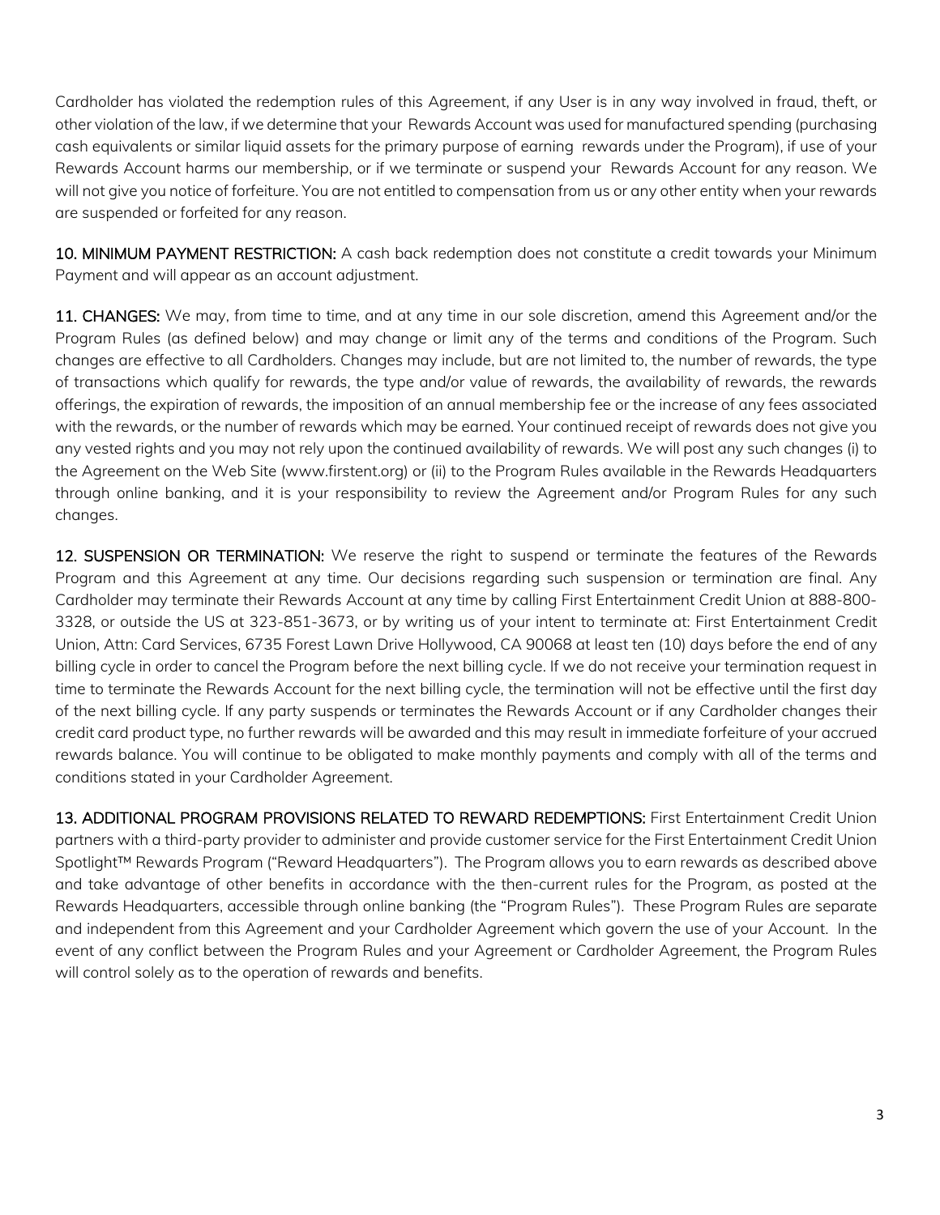Cardholder has violated the redemption rules of this Agreement, if any User is in any way involved in fraud, theft, or other violation of the law, if we determine that your Rewards Account was used for manufactured spending (purchasing cash equivalents or similar liquid assets for the primary purpose of earning rewards under the Program), if use of your Rewards Account harms our membership, or if we terminate or suspend your Rewards Account for any reason. We will not give you notice of forfeiture. You are not entitled to compensation from us or any other entity when your rewards are suspended or forfeited for any reason.

**10. MINIMUM PAYMENT RESTRICTION:** A cash back redemption does not constitute a credit towards your Minimum Payment and will appear as an account adjustment.

**11. CHANGES:** We may, from time to time, and at any time in our sole discretion, amend this Agreement and/or the Program Rules (as defined below) and may change or limit any of the terms and conditions of the Program. Such changes are effective to all Cardholders. Changes may include, but are not limited to, the number of rewards, the type of transactions which qualify for rewards, the type and/or value of rewards, the availability of rewards, the rewards offerings, the expiration of rewards, the imposition of an annual membership fee or the increase of any fees associated with the rewards, or the number of rewards which may be earned. Your continued receipt of rewards does not give you any vested rights and you may not rely upon the continued availability of rewards. We will post any such changes (i) to the Agreement on the Web Site (www.firstent.org) or (ii) to the Program Rules available in the Rewards Headquarters through online banking, and it is your responsibility to review the Agreement and/or Program Rules for any such changes.

**12. SUSPENSION OR TERMINATION:** We reserve the right to suspend or terminate the features of the Rewards Program and this Agreement at any time. Our decisions regarding such suspension or termination are final. Any Cardholder may terminate their Rewards Account at any time by calling First Entertainment Credit Union at 888-800-3328, or outside the US at 323-851-3673, or by writing us of your intent to terminate at: First Entertainment Credit Union, Attn: Card Services, 6735 Forest Lawn Drive Hollywood, CA 90068 at least ten (10) days before the end of any billing cycle in order to cancel the Program before the next billing cycle. If we do not receive your termination request in time to terminate the Rewards Account for the next billing cycle, the termination will not be effective until the first day of the next billing cycle. If any party suspends or terminates the Rewards Account or if any Cardholder changes their credit card product type, no further rewards will be awarded and this may result in immediate forfeiture of your accrued rewards balance. You will continue to be obligated to make monthly payments and comply with all of the terms and conditions stated in your Cardholder Agreement.

**13. ADDITIONAL PROGRAM PROVISIONS RELATED TO REWARD REDEMPTIONS:** First Entertainment Credit Union partners with a third-party provider to administer and provide customer service for the First Entertainment Credit Union Spotlight™ Rewards Program ("Reward Headquarters"). The Program allows you to earn rewards as described above and take advantage of other benefits in accordance with the then-current rules for the Program, as posted at the Rewards Headquarters, accessible through online banking (the "Program Rules"). These Program Rules are separate and independent from this Agreement and your Cardholder Agreement which govern the use of your Account. In the event of any conflict between the Program Rules and your Agreement or Cardholder Agreement, the Program Rules will control solely as to the operation of rewards and benefits.